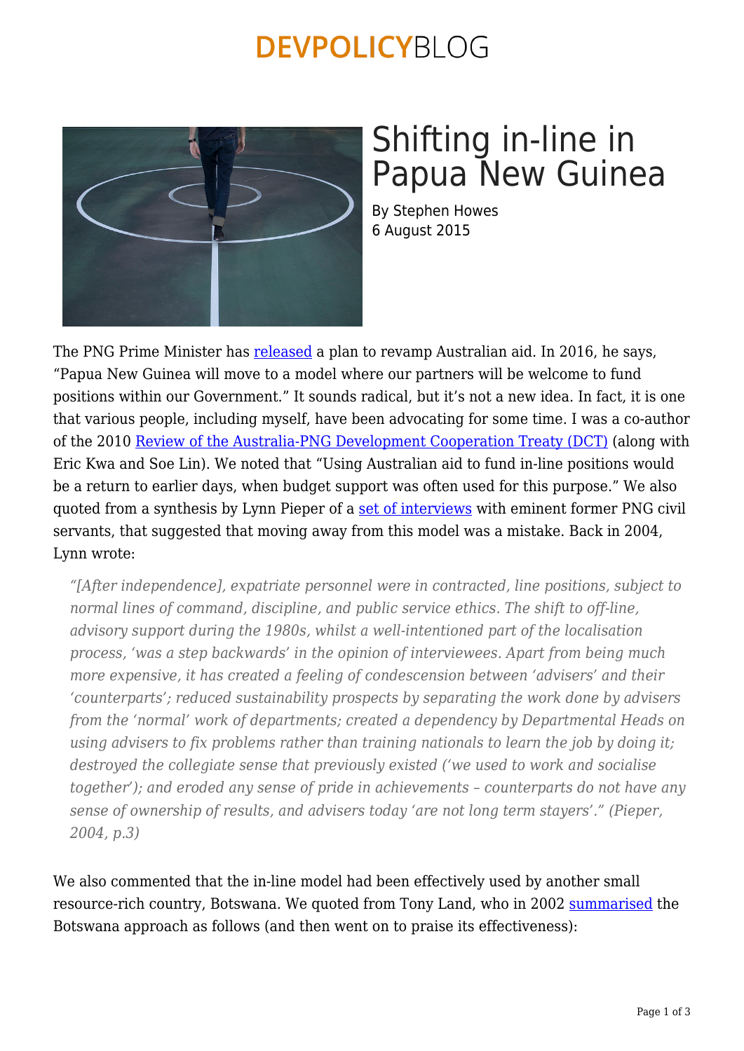# Shifting in-line in Papua New Guinea

By Stephen Howes
6 August 2015

The PNG Prime Minister has released a plan to revamp Australian aid. In 2016, he says, "Papua New Guinea will move to a model where our partners will be welcome to fund positions within our Government." It sounds radical, but it's not a new idea. In fact, it is one that various people, including myself, have been advocating for some time. I was a co-author of the 2010 Review of the Australia-PNG Development Cooperation Treaty (DCT) (along with Eric Kwa and Soe Lin). We noted that "Using Australian aid to fund in-line positions would be a return to earlier days, when budget support was often used for this purpose." We also quoted from a synthesis by Lynn Pieper of a set of interviews with eminent former PNG civil servants, that suggested that moving away from this model was a mistake. Back in 2004, Lynn wrote:

> *"[After independence], expatriate personnel were in contracted, line positions, subject to normal lines of command, discipline, and public service ethics. The shift to off-line, advisory support during the 1980s, whilst a well-intentioned part of the localisation process, 'was a step backwards' in the opinion of interviewees. Apart from being much more expensive, it has created a feeling of condescension between 'advisers' and their 'counterparts'; reduced sustainability prospects by separating the work done by advisers from the 'normal' work of departments; created a dependency by Departmental Heads on using advisers to fix problems rather than training nationals to learn the job by doing it; destroyed the collegiate sense that previously existed ('we used to work and socialise together'); and eroded any sense of pride in achievements – counterparts do not have any sense of ownership of results, and advisers today 'are not long term stayers'." (Pieper, 2004, p.3)*

We also commented that the in-line model had been effectively used by another small resource-rich country, Botswana. We quoted from Tony Land, who in 2002 summarised the Botswana approach as follows (and then went on to praise its effectiveness):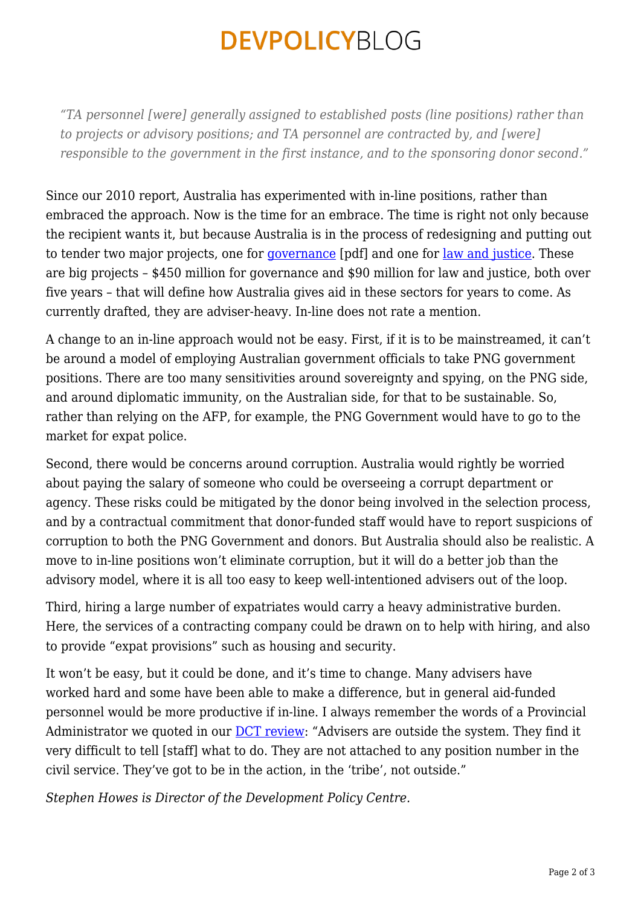> *"TA personnel [were] generally assigned to established posts (line positions) rather than to projects or advisory positions; and TA personnel are contracted by, and [were] responsible to the government in the first instance, and to the sponsoring donor second."*

Since our 2010 report, Australia has experimented with in-line positions, rather than embraced the approach. Now is the time for an embrace. The time is right not only because the recipient wants it, but because Australia is in the process of redesigning and putting out to tender two major projects, one for governance [pdf] and one for law and justice. These are big projects – $450 million for governance and $90 million for law and justice, both over five years – that will define how Australia gives aid in these sectors for years to come. As currently drafted, they are adviser-heavy. In-line does not rate a mention.

A change to an in-line approach would not be easy. First, if it is to be mainstreamed, it can't be around a model of employing Australian government officials to take PNG government positions. There are too many sensitivities around sovereignty and spying, on the PNG side, and around diplomatic immunity, on the Australian side, for that to be sustainable. So, rather than relying on the AFP, for example, the PNG Government would have to go to the market for expat police.

Second, there would be concerns around corruption. Australia would rightly be worried about paying the salary of someone who could be overseeing a corrupt department or agency. These risks could be mitigated by the donor being involved in the selection process, and by a contractual commitment that donor-funded staff would have to report suspicions of corruption to both the PNG Government and donors. But Australia should also be realistic. A move to in-line positions won't eliminate corruption, but it will do a better job than the advisory model, where it is all too easy to keep well-intentioned advisers out of the loop.

Third, hiring a large number of expatriates would carry a heavy administrative burden. Here, the services of a contracting company could be drawn on to help with hiring, and also to provide "expat provisions" such as housing and security.

It won't be easy, but it could be done, and it's time to change. Many advisers have worked hard and some have been able to make a difference, but in general aid-funded personnel would be more productive if in-line. I always remember the words of a Provincial Administrator we quoted in our DCT review: "Advisers are outside the system. They find it very difficult to tell [staff] what to do. They are not attached to any position number in the civil service. They've got to be in the action, in the 'tribe', not outside."

*Stephen Howes is Director of the Development Policy Centre.*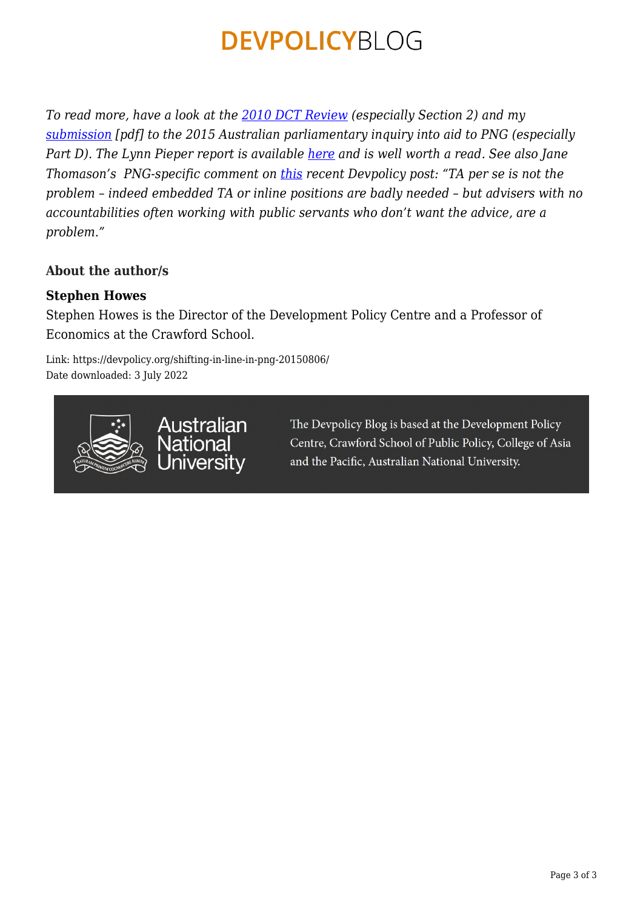*To read more, have a look at the 2010 DCT Review (especially Section 2) and my submission [pdf] to the 2015 Australian parliamentary inquiry into aid to PNG (especially Part D). The Lynn Pieper report is available here and is well worth a read. See also Jane Thomason's PNG-specific comment on this recent Devpolicy post: "TA per se is not the problem – indeed embedded TA or inline positions are badly needed – but advisers with no accountabilities often working with public servants who don't want the advice, are a problem."*

### About the author/s

**Stephen Howes**

Stephen Howes is the Director of the Development Policy Centre and a Professor of Economics at the Crawford School.

Link: https://devpolicy.org/shifting-in-line-in-png-20150806/
Date downloaded: 3 July 2022

Australian National University

The Devpolicy Blog is based at the Development Policy Centre, Crawford School of Public Policy, College of Asia and the Pacific, Australian National University.